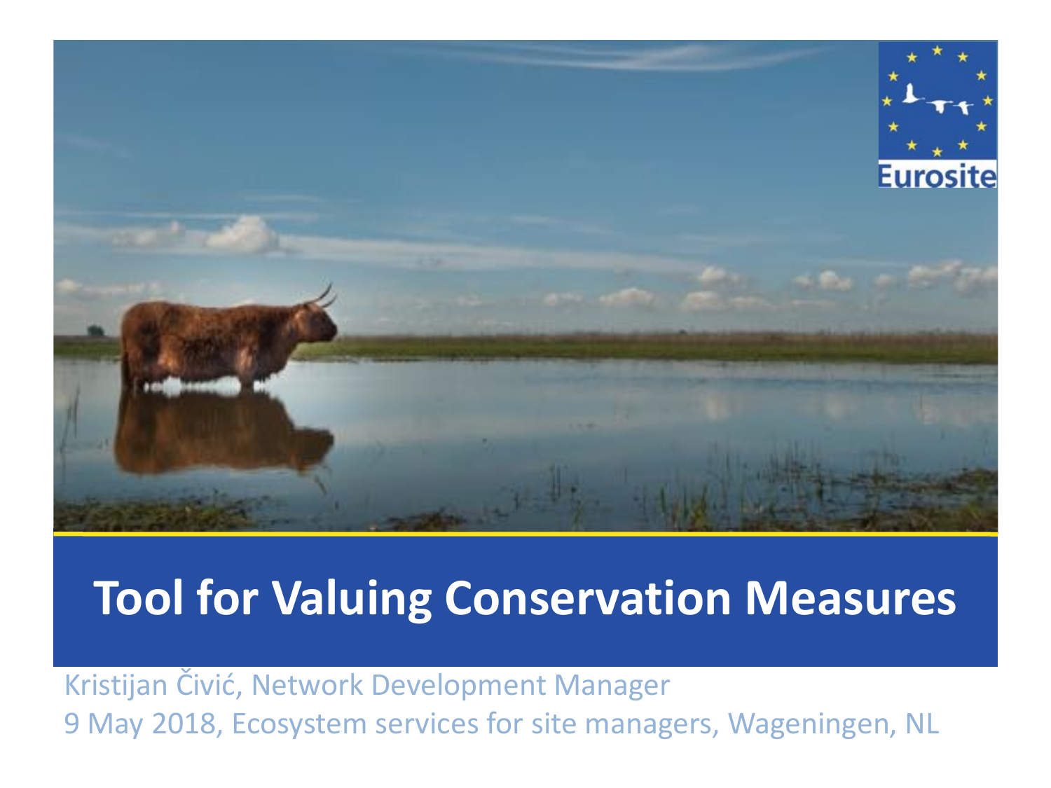# Tool for Valuing Conservation Measures

Kristijan Čivić, Network Development Manager

9 May 2018, Ecosystem services for site managers, Wageningen, NL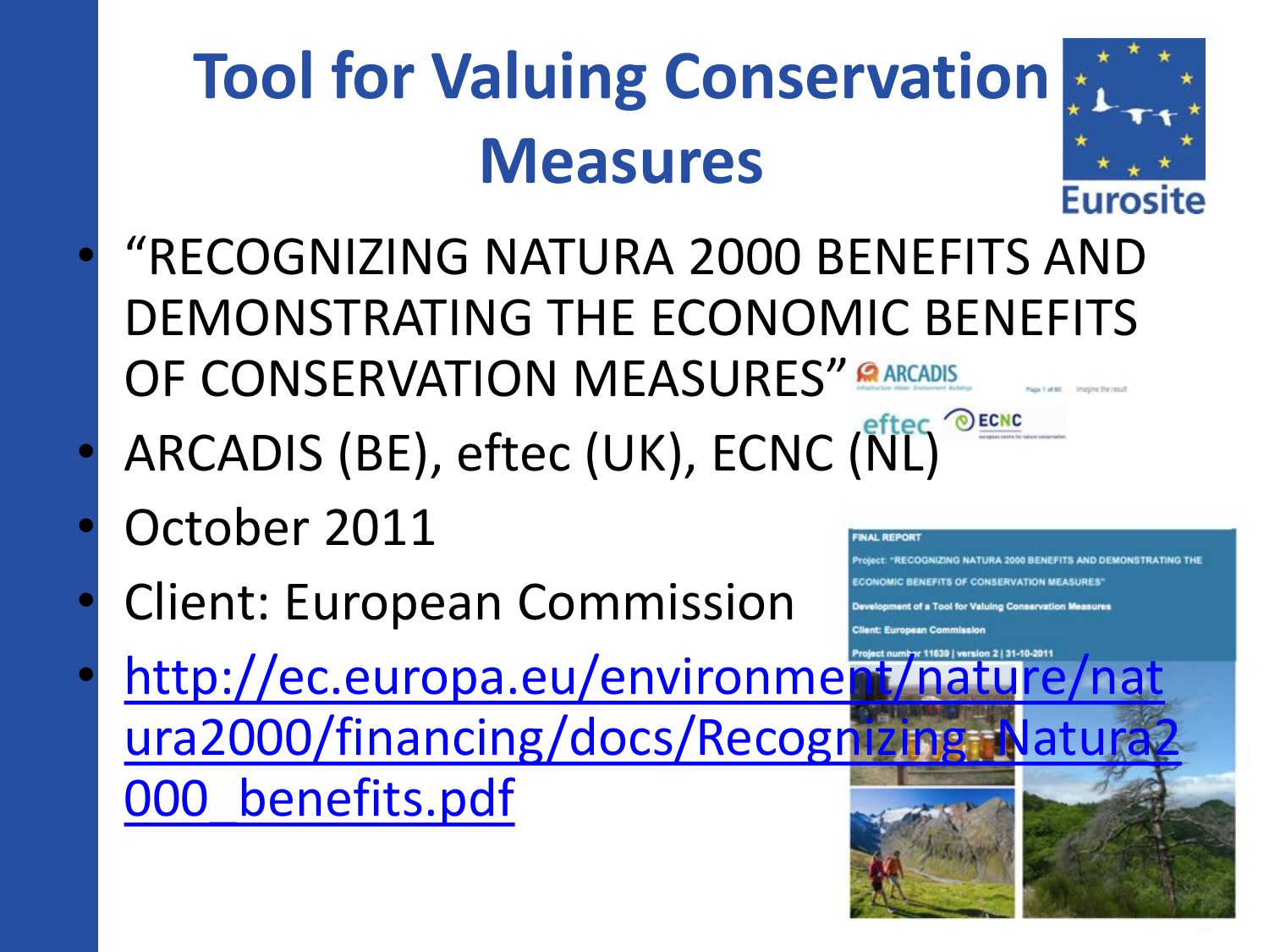# Tool for Valuing Conservation Measures

- "RECOGNIZING NATURA 2000 BENEFITS AND DEMONSTRATING THE ECONOMIC BENEFITS OF CONSERVATION MEASURES"
- ARCADIS (BE), eftec (UK), ECNC (NL)
- October 2011
- Client: European Commission
- http://ec.europa.eu/environment/nature/natura2000/financing/docs/Recognizing_Natura2000_benefits.pdf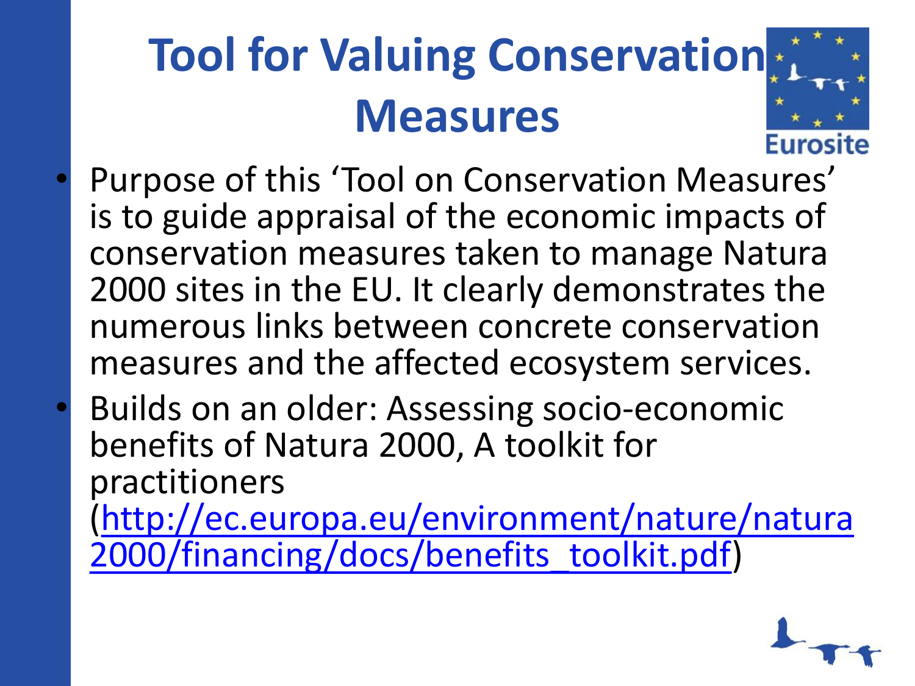# Tool for Valuing Conservation Measures

- Purpose of this 'Tool on Conservation Measures' is to guide appraisal of the economic impacts of conservation measures taken to manage Natura 2000 sites in the EU. It clearly demonstrates the numerous links between concrete conservation measures and the affected ecosystem services.
- Builds on an older: Assessing socio-economic benefits of Natura 2000, A toolkit for practitioners (http://ec.europa.eu/environment/nature/natura2000/financing/docs/benefits_toolkit.pdf)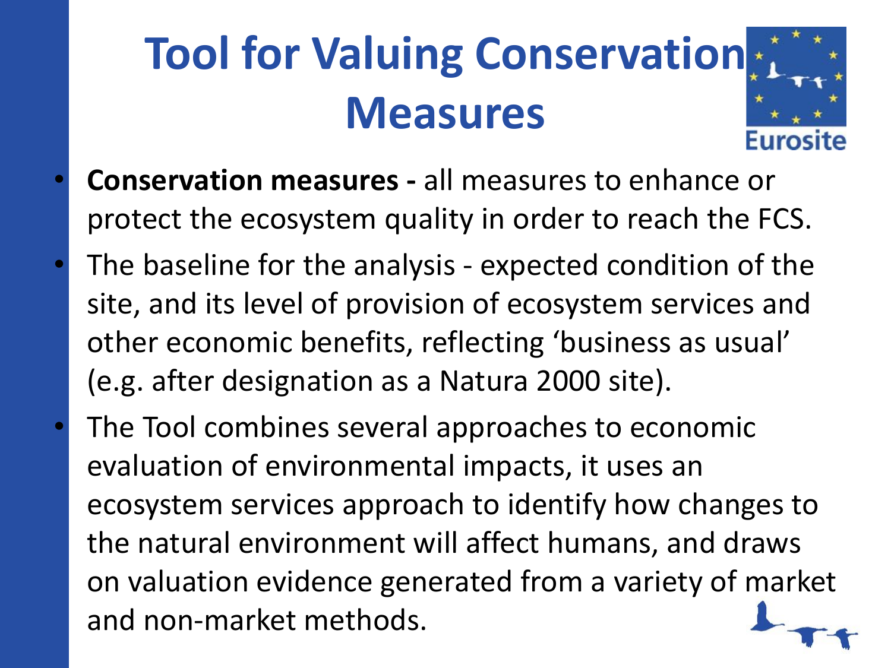# Tool for Valuing Conservation Measures

- **Conservation measures -** all measures to enhance or protect the ecosystem quality in order to reach the FCS.
- The baseline for the analysis - expected condition of the site, and its level of provision of ecosystem services and other economic benefits, reflecting 'business as usual' (e.g. after designation as a Natura 2000 site).
- The Tool combines several approaches to economic evaluation of environmental impacts, it uses an ecosystem services approach to identify how changes to the natural environment will affect humans, and draws on valuation evidence generated from a variety of market and non-market methods.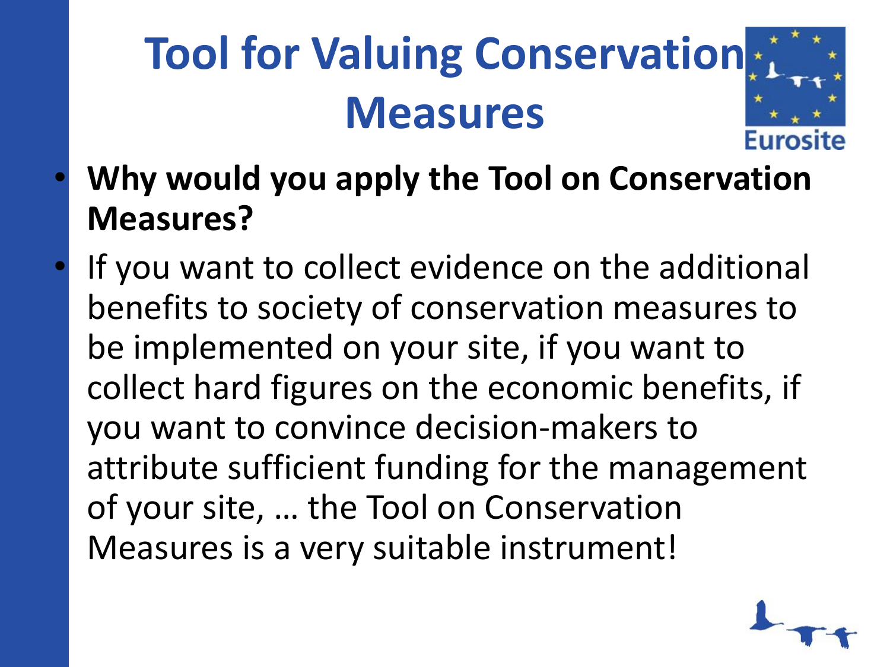# Tool for Valuing Conservation Measures

- **Why would you apply the Tool on Conservation Measures?**
- If you want to collect evidence on the additional benefits to society of conservation measures to be implemented on your site, if you want to collect hard figures on the economic benefits, if you want to convince decision-makers to attribute sufficient funding for the management of your site, … the Tool on Conservation Measures is a very suitable instrument!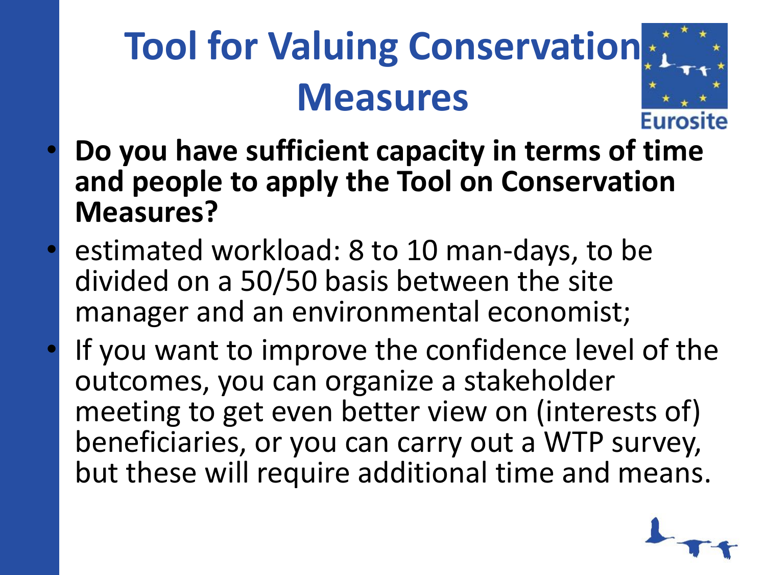# Tool for Valuing Conservation Measures

- **Do you have sufficient capacity in terms of time and people to apply the Tool on Conservation Measures?**
- estimated workload: 8 to 10 man-days, to be divided on a 50/50 basis between the site manager and an environmental economist;
- If you want to improve the confidence level of the outcomes, you can organize a stakeholder meeting to get even better view on (interests of) beneficiaries, or you can carry out a WTP survey, but these will require additional time and means.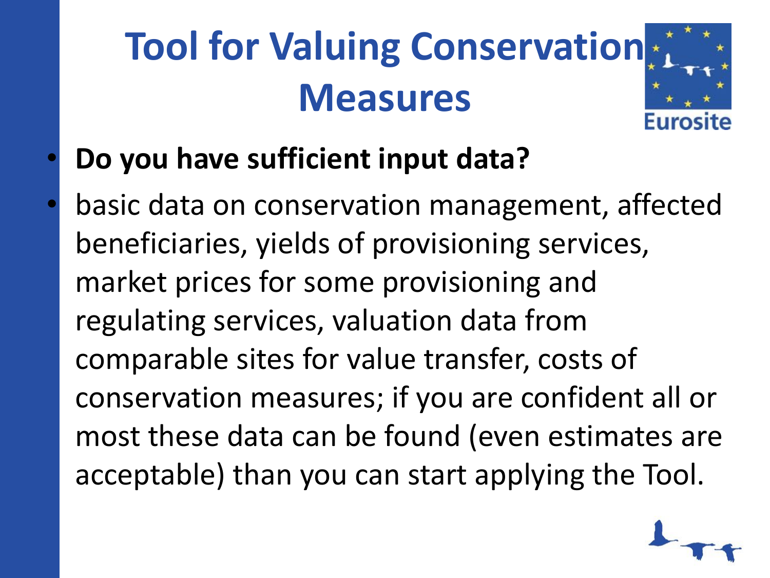# Tool for Valuing Conservation Measures

- **Do you have sufficient input data?**
- basic data on conservation management, affected beneficiaries, yields of provisioning services, market prices for some provisioning and regulating services, valuation data from comparable sites for value transfer, costs of conservation measures; if you are confident all or most these data can be found (even estimates are acceptable) than you can start applying the Tool.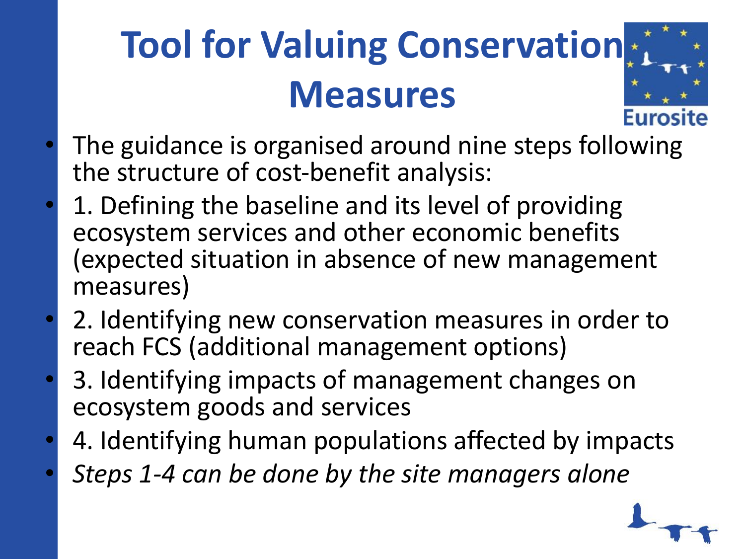# Tool for Valuing Conservation Measures

- The guidance is organised around nine steps following the structure of cost-benefit analysis:
- 1. Defining the baseline and its level of providing ecosystem services and other economic benefits (expected situation in absence of new management measures)
- 2. Identifying new conservation measures in order to reach FCS (additional management options)
- 3. Identifying impacts of management changes on ecosystem goods and services
- 4. Identifying human populations affected by impacts
- *Steps 1-4 can be done by the site managers alone*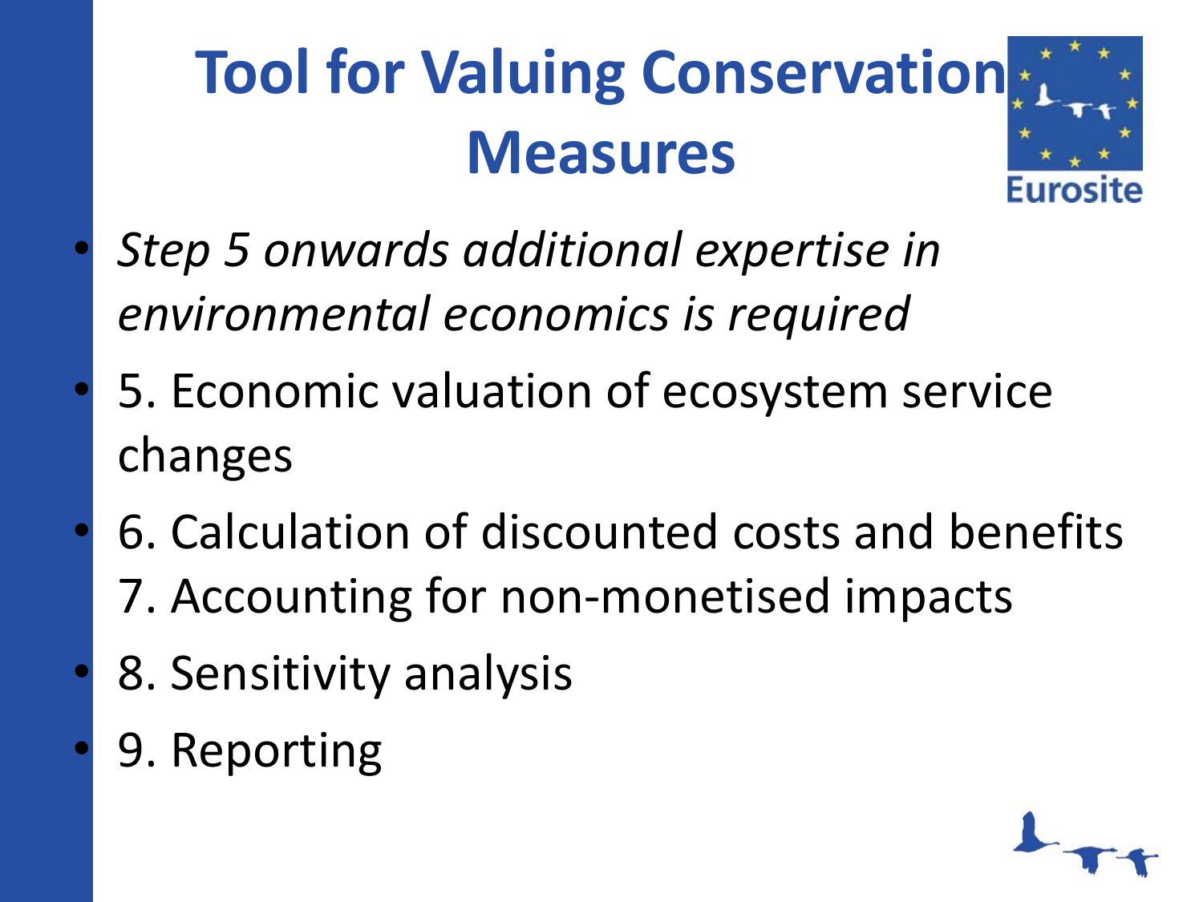# Tool for Valuing Conservation Measures

- *Step 5 onwards additional expertise in environmental economics is required*
- 5. Economic valuation of ecosystem service changes
- 6. Calculation of discounted costs and benefits
  7. Accounting for non-monetised impacts
- 8. Sensitivity analysis
- 9. Reporting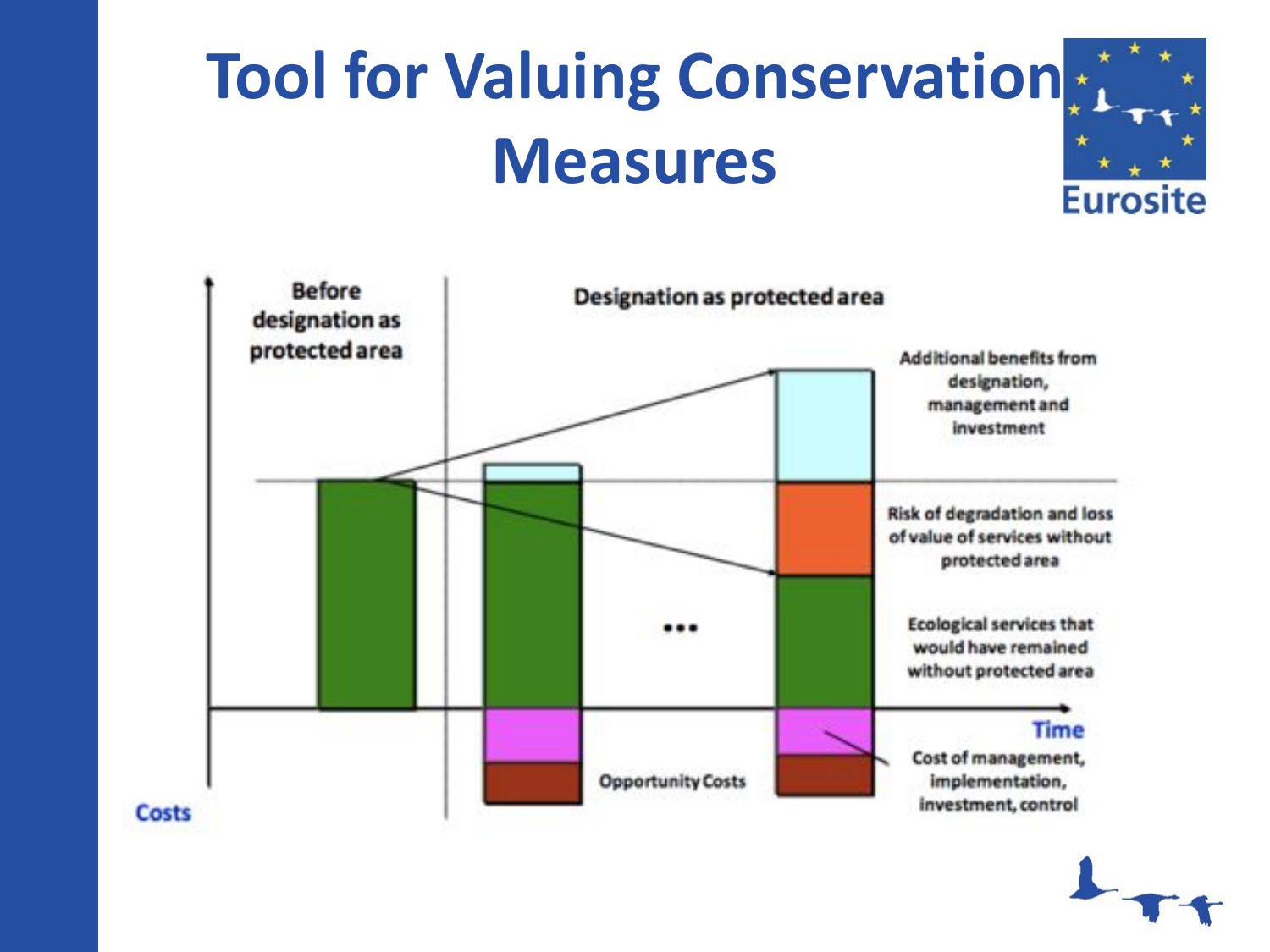# Tool for Valuing Conservation Measures

Eurosite

Before designation as protected area

Designation as protected area

Additional benefits from designation, management and investment

Risk of degradation and loss of value of services without protected area

Ecological services that would have remained without protected area

...

Time

Opportunity Costs

Cost of management, implementation, investment, control

Costs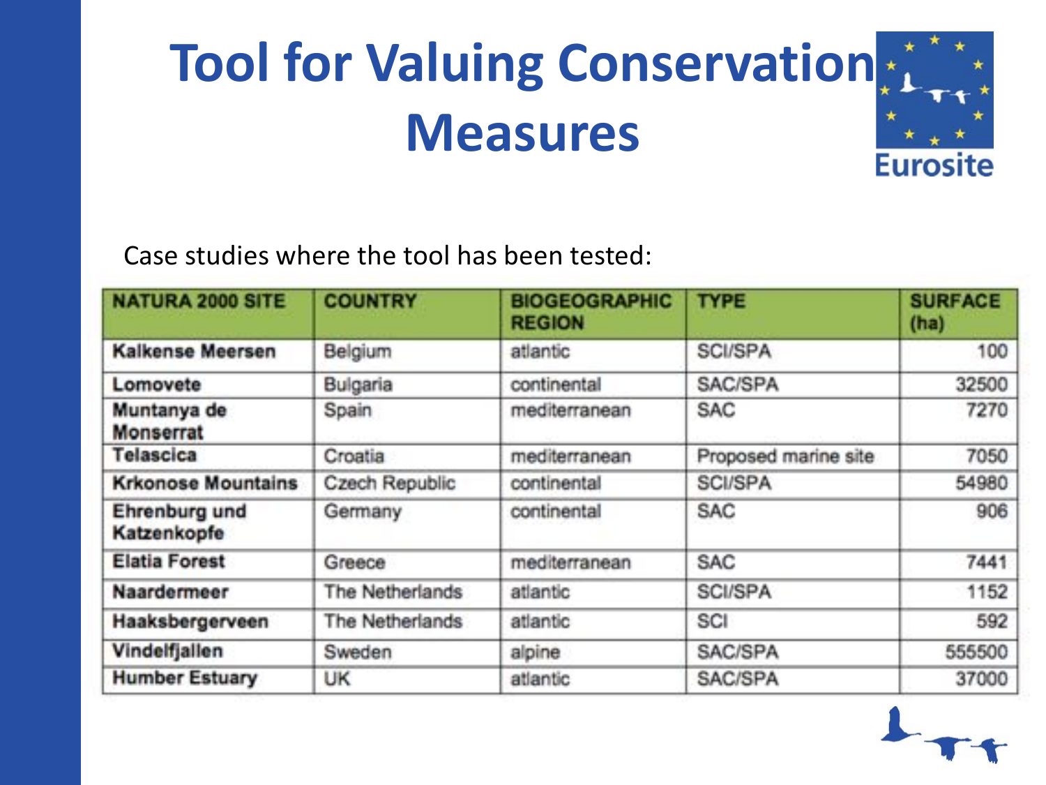# Tool for Valuing Conservation Measures

Eurosite

Case studies where the tool has been tested:

| NATURA 2000 SITE | COUNTRY | BIOGEOGRAPHIC REGION | TYPE | SURFACE (ha) |
|---|---|---|---|---|
| Kalkense Meersen | Belgium | atlantic | SCI/SPA | 100 |
| Lomovete | Bulgaria | continental | SAC/SPA | 32500 |
| Muntanya de Monserrat | Spain | mediterranean | SAC | 7270 |
| Telascica | Croatia | mediterranean | Proposed marine site | 7050 |
| Krkonose Mountains | Czech Republic | continental | SCI/SPA | 54980 |
| Ehrenburg und Katzenkopfe | Germany | continental | SAC | 906 |
| Elatia Forest | Greece | mediterranean | SAC | 7441 |
| Naardermeer | The Netherlands | atlantic | SCI/SPA | 1152 |
| Haaksbergerveen | The Netherlands | atlantic | SCI | 592 |
| Vindelfjallen | Sweden | alpine | SAC/SPA | 555500 |
| Humber Estuary | UK | atlantic | SAC/SPA | 37000 |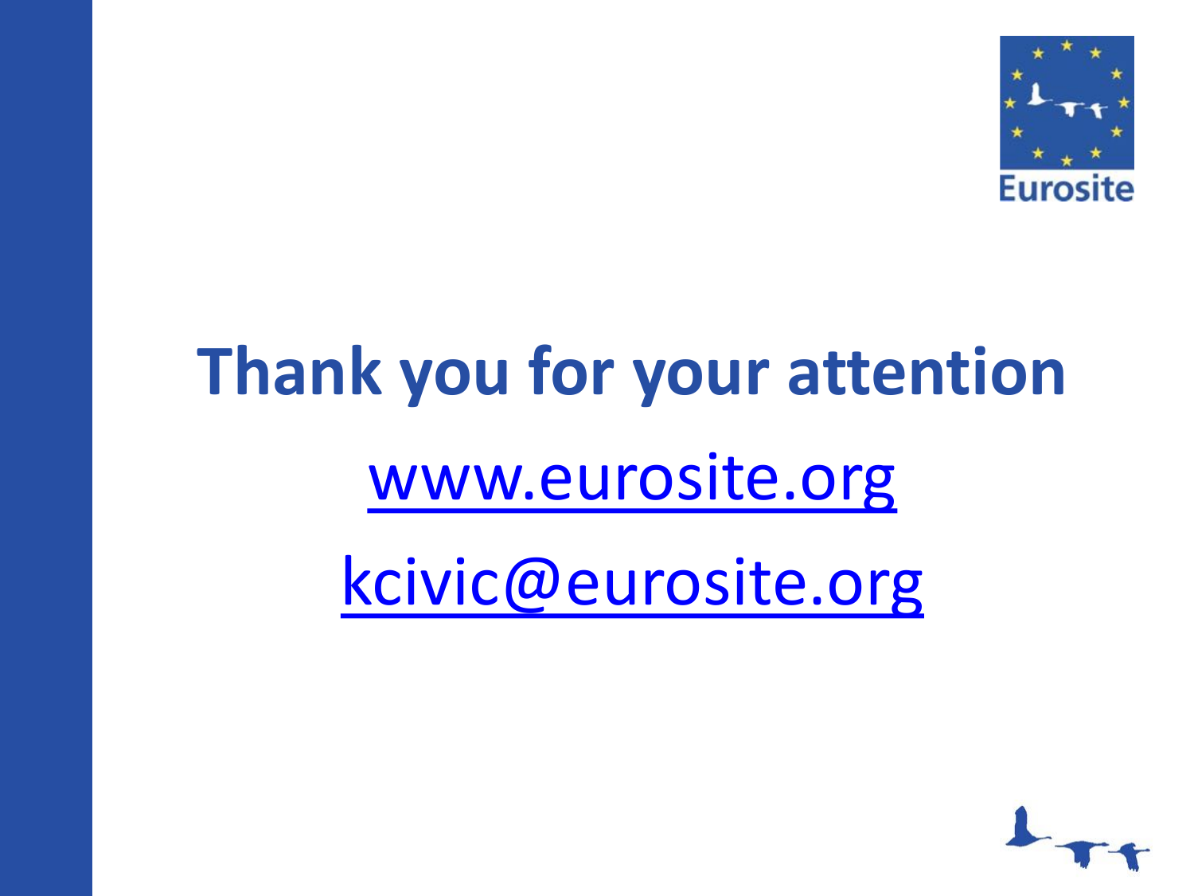# Thank you for your attention

www.eurosite.org

kcivic@eurosite.org